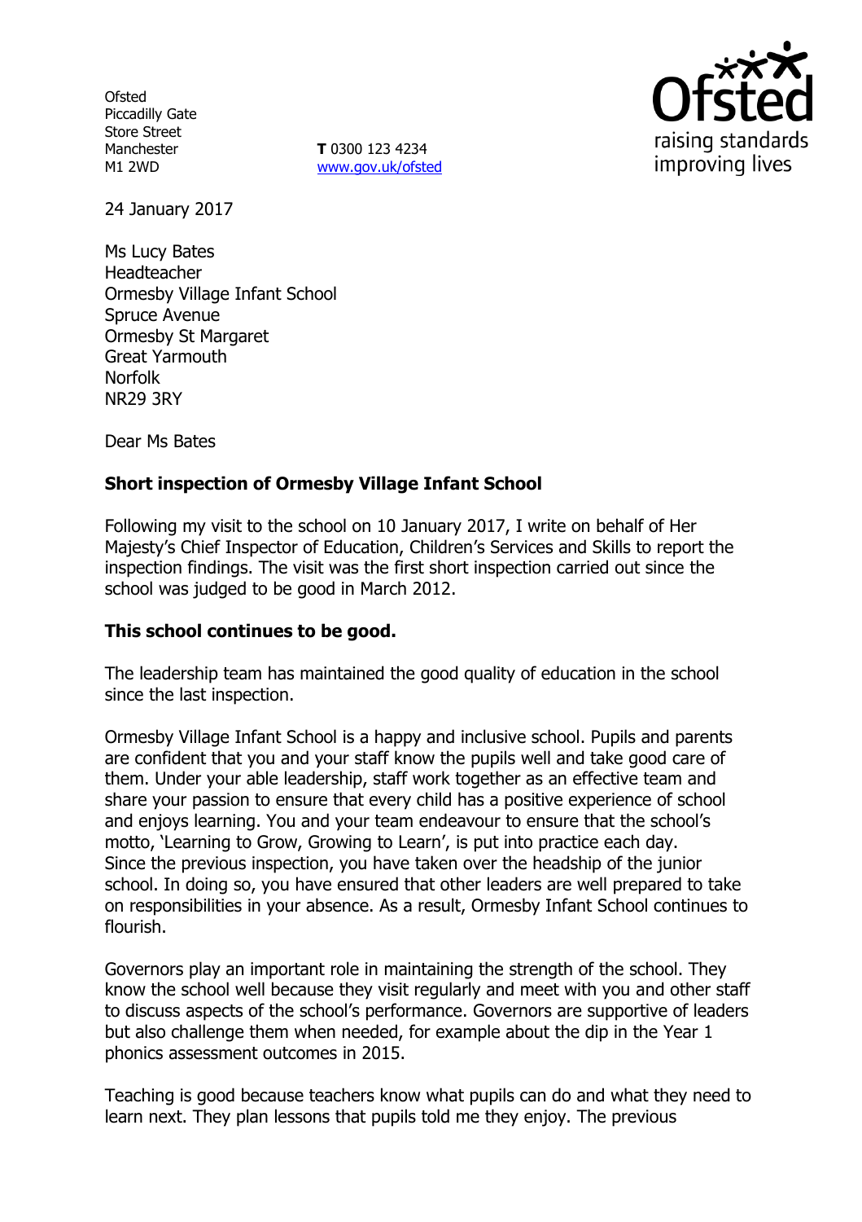Ofsted
Piccadilly Gate
Store Street
Manchester
M1 2WD

**T** 0300 123 4234
www.gov.uk/ofsted

raising standards
improving lives

24 January 2017

Ms Lucy Bates
Headteacher
Ormesby Village Infant School
Spruce Avenue
Ormesby St Margaret
Great Yarmouth
Norfolk
NR29 3RY

Dear Ms Bates

**Short inspection of Ormesby Village Infant School**

Following my visit to the school on 10 January 2017, I write on behalf of Her Majesty's Chief Inspector of Education, Children's Services and Skills to report the inspection findings. The visit was the first short inspection carried out since the school was judged to be good in March 2012.

**This school continues to be good.**

The leadership team has maintained the good quality of education in the school since the last inspection.

Ormesby Village Infant School is a happy and inclusive school. Pupils and parents are confident that you and your staff know the pupils well and take good care of them. Under your able leadership, staff work together as an effective team and share your passion to ensure that every child has a positive experience of school and enjoys learning. You and your team endeavour to ensure that the school's motto, 'Learning to Grow, Growing to Learn', is put into practice each day. Since the previous inspection, you have taken over the headship of the junior school. In doing so, you have ensured that other leaders are well prepared to take on responsibilities in your absence. As a result, Ormesby Infant School continues to flourish.

Governors play an important role in maintaining the strength of the school. They know the school well because they visit regularly and meet with you and other staff to discuss aspects of the school's performance. Governors are supportive of leaders but also challenge them when needed, for example about the dip in the Year 1 phonics assessment outcomes in 2015.

Teaching is good because teachers know what pupils can do and what they need to learn next. They plan lessons that pupils told me they enjoy. The previous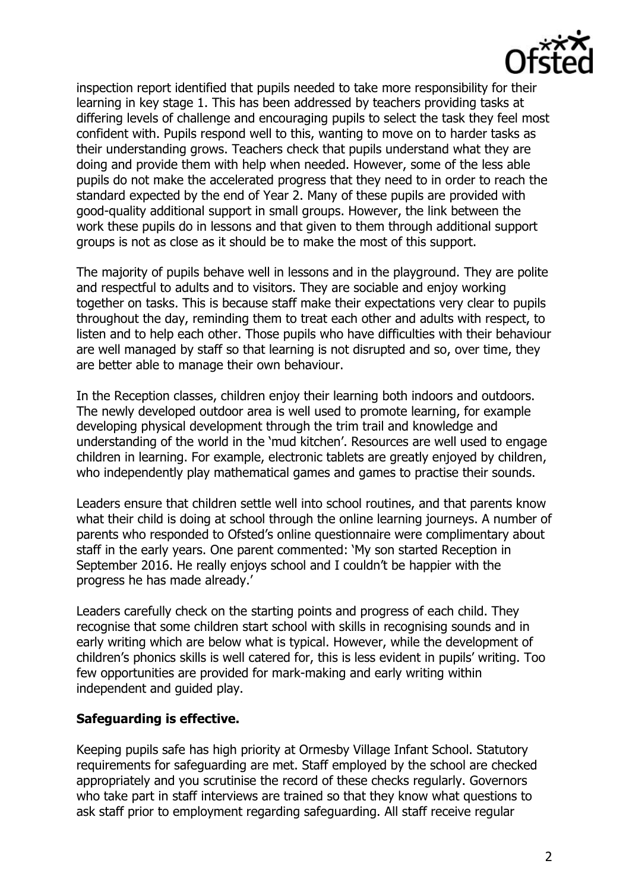inspection report identified that pupils needed to take more responsibility for their learning in key stage 1. This has been addressed by teachers providing tasks at differing levels of challenge and encouraging pupils to select the task they feel most confident with. Pupils respond well to this, wanting to move on to harder tasks as their understanding grows. Teachers check that pupils understand what they are doing and provide them with help when needed. However, some of the less able pupils do not make the accelerated progress that they need to in order to reach the standard expected by the end of Year 2. Many of these pupils are provided with good-quality additional support in small groups. However, the link between the work these pupils do in lessons and that given to them through additional support groups is not as close as it should be to make the most of this support.

The majority of pupils behave well in lessons and in the playground. They are polite and respectful to adults and to visitors. They are sociable and enjoy working together on tasks. This is because staff make their expectations very clear to pupils throughout the day, reminding them to treat each other and adults with respect, to listen and to help each other. Those pupils who have difficulties with their behaviour are well managed by staff so that learning is not disrupted and so, over time, they are better able to manage their own behaviour.

In the Reception classes, children enjoy their learning both indoors and outdoors. The newly developed outdoor area is well used to promote learning, for example developing physical development through the trim trail and knowledge and understanding of the world in the 'mud kitchen'. Resources are well used to engage children in learning. For example, electronic tablets are greatly enjoyed by children, who independently play mathematical games and games to practise their sounds.

Leaders ensure that children settle well into school routines, and that parents know what their child is doing at school through the online learning journeys. A number of parents who responded to Ofsted's online questionnaire were complimentary about staff in the early years. One parent commented: 'My son started Reception in September 2016. He really enjoys school and I couldn't be happier with the progress he has made already.'

Leaders carefully check on the starting points and progress of each child. They recognise that some children start school with skills in recognising sounds and in early writing which are below what is typical. However, while the development of children's phonics skills is well catered for, this is less evident in pupils' writing. Too few opportunities are provided for mark-making and early writing within independent and guided play.

**Safeguarding is effective.**

Keeping pupils safe has high priority at Ormesby Village Infant School. Statutory requirements for safeguarding are met. Staff employed by the school are checked appropriately and you scrutinise the record of these checks regularly. Governors who take part in staff interviews are trained so that they know what questions to ask staff prior to employment regarding safeguarding. All staff receive regular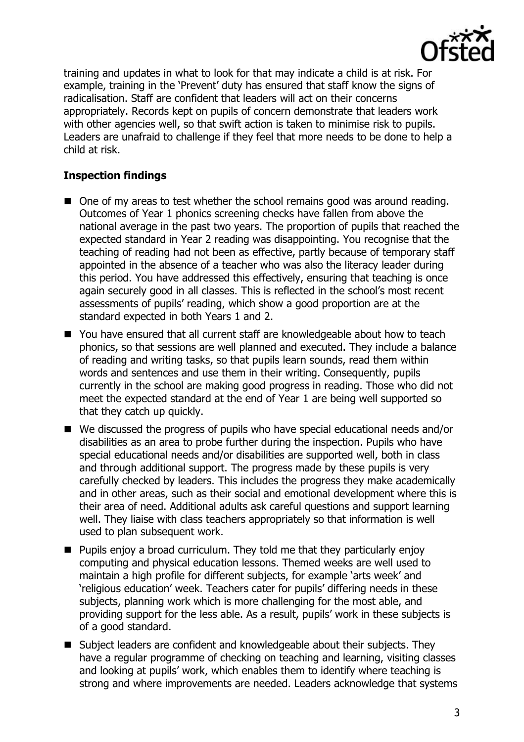training and updates in what to look for that may indicate a child is at risk. For example, training in the 'Prevent' duty has ensured that staff know the signs of radicalisation. Staff are confident that leaders will act on their concerns appropriately. Records kept on pupils of concern demonstrate that leaders work with other agencies well, so that swift action is taken to minimise risk to pupils. Leaders are unafraid to challenge if they feel that more needs to be done to help a child at risk.

## Inspection findings

- One of my areas to test whether the school remains good was around reading. Outcomes of Year 1 phonics screening checks have fallen from above the national average in the past two years. The proportion of pupils that reached the expected standard in Year 2 reading was disappointing. You recognise that the teaching of reading had not been as effective, partly because of temporary staff appointed in the absence of a teacher who was also the literacy leader during this period. You have addressed this effectively, ensuring that teaching is once again securely good in all classes. This is reflected in the school's most recent assessments of pupils' reading, which show a good proportion are at the standard expected in both Years 1 and 2.
- You have ensured that all current staff are knowledgeable about how to teach phonics, so that sessions are well planned and executed. They include a balance of reading and writing tasks, so that pupils learn sounds, read them within words and sentences and use them in their writing. Consequently, pupils currently in the school are making good progress in reading. Those who did not meet the expected standard at the end of Year 1 are being well supported so that they catch up quickly.
- We discussed the progress of pupils who have special educational needs and/or disabilities as an area to probe further during the inspection. Pupils who have special educational needs and/or disabilities are supported well, both in class and through additional support. The progress made by these pupils is very carefully checked by leaders. This includes the progress they make academically and in other areas, such as their social and emotional development where this is their area of need. Additional adults ask careful questions and support learning well. They liaise with class teachers appropriately so that information is well used to plan subsequent work.
- Pupils enjoy a broad curriculum. They told me that they particularly enjoy computing and physical education lessons. Themed weeks are well used to maintain a high profile for different subjects, for example 'arts week' and 'religious education' week. Teachers cater for pupils' differing needs in these subjects, planning work which is more challenging for the most able, and providing support for the less able. As a result, pupils' work in these subjects is of a good standard.
- Subject leaders are confident and knowledgeable about their subjects. They have a regular programme of checking on teaching and learning, visiting classes and looking at pupils' work, which enables them to identify where teaching is strong and where improvements are needed. Leaders acknowledge that systems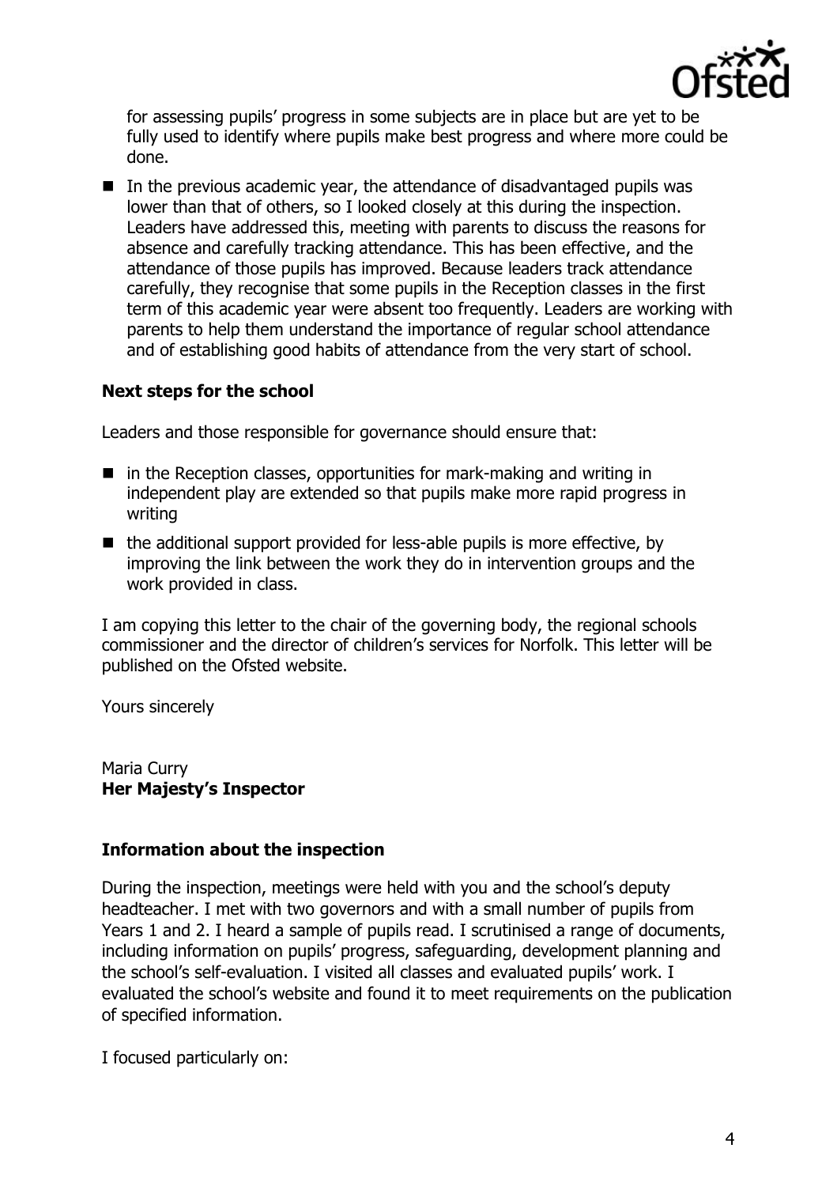for assessing pupils' progress in some subjects are in place but are yet to be fully used to identify where pupils make best progress and where more could be done.

- In the previous academic year, the attendance of disadvantaged pupils was lower than that of others, so I looked closely at this during the inspection. Leaders have addressed this, meeting with parents to discuss the reasons for absence and carefully tracking attendance. This has been effective, and the attendance of those pupils has improved. Because leaders track attendance carefully, they recognise that some pupils in the Reception classes in the first term of this academic year were absent too frequently. Leaders are working with parents to help them understand the importance of regular school attendance and of establishing good habits of attendance from the very start of school.

## Next steps for the school

Leaders and those responsible for governance should ensure that:

- in the Reception classes, opportunities for mark-making and writing in independent play are extended so that pupils make more rapid progress in writing
- the additional support provided for less-able pupils is more effective, by improving the link between the work they do in intervention groups and the work provided in class.

I am copying this letter to the chair of the governing body, the regional schools commissioner and the director of children's services for Norfolk. This letter will be published on the Ofsted website.

Yours sincerely

Maria Curry
**Her Majesty's Inspector**

## Information about the inspection

During the inspection, meetings were held with you and the school's deputy headteacher. I met with two governors and with a small number of pupils from Years 1 and 2. I heard a sample of pupils read. I scrutinised a range of documents, including information on pupils' progress, safeguarding, development planning and the school's self-evaluation. I visited all classes and evaluated pupils' work. I evaluated the school's website and found it to meet requirements on the publication of specified information.

I focused particularly on: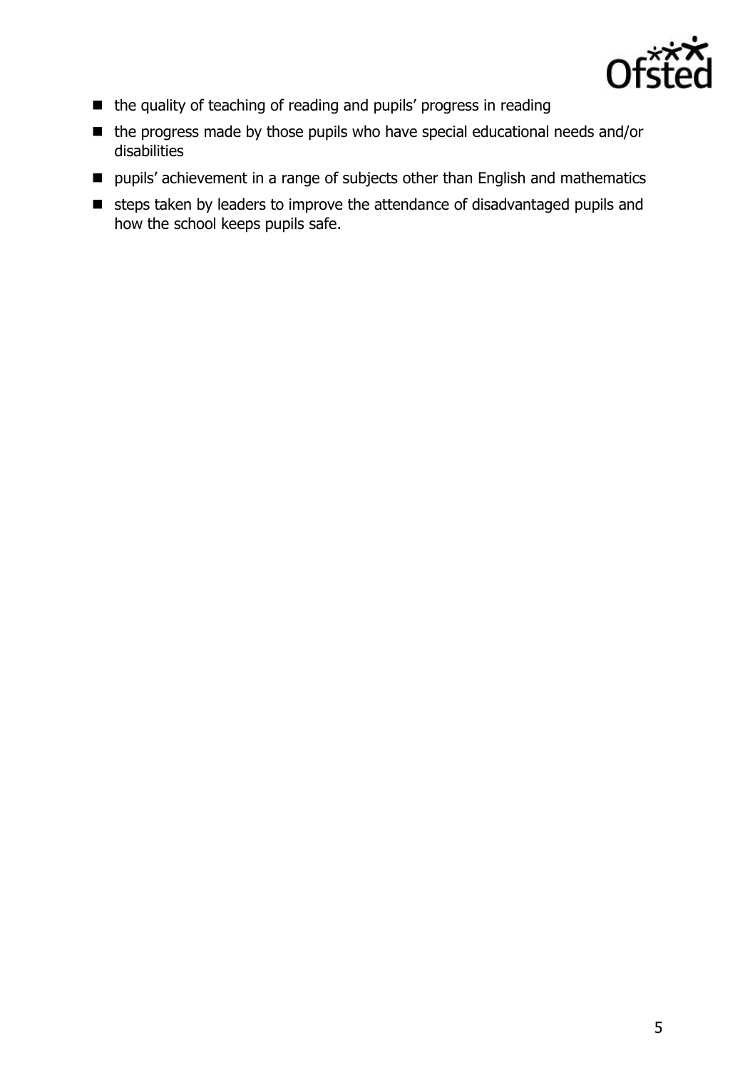- the quality of teaching of reading and pupils' progress in reading
- the progress made by those pupils who have special educational needs and/or disabilities
- pupils' achievement in a range of subjects other than English and mathematics
- steps taken by leaders to improve the attendance of disadvantaged pupils and how the school keeps pupils safe.